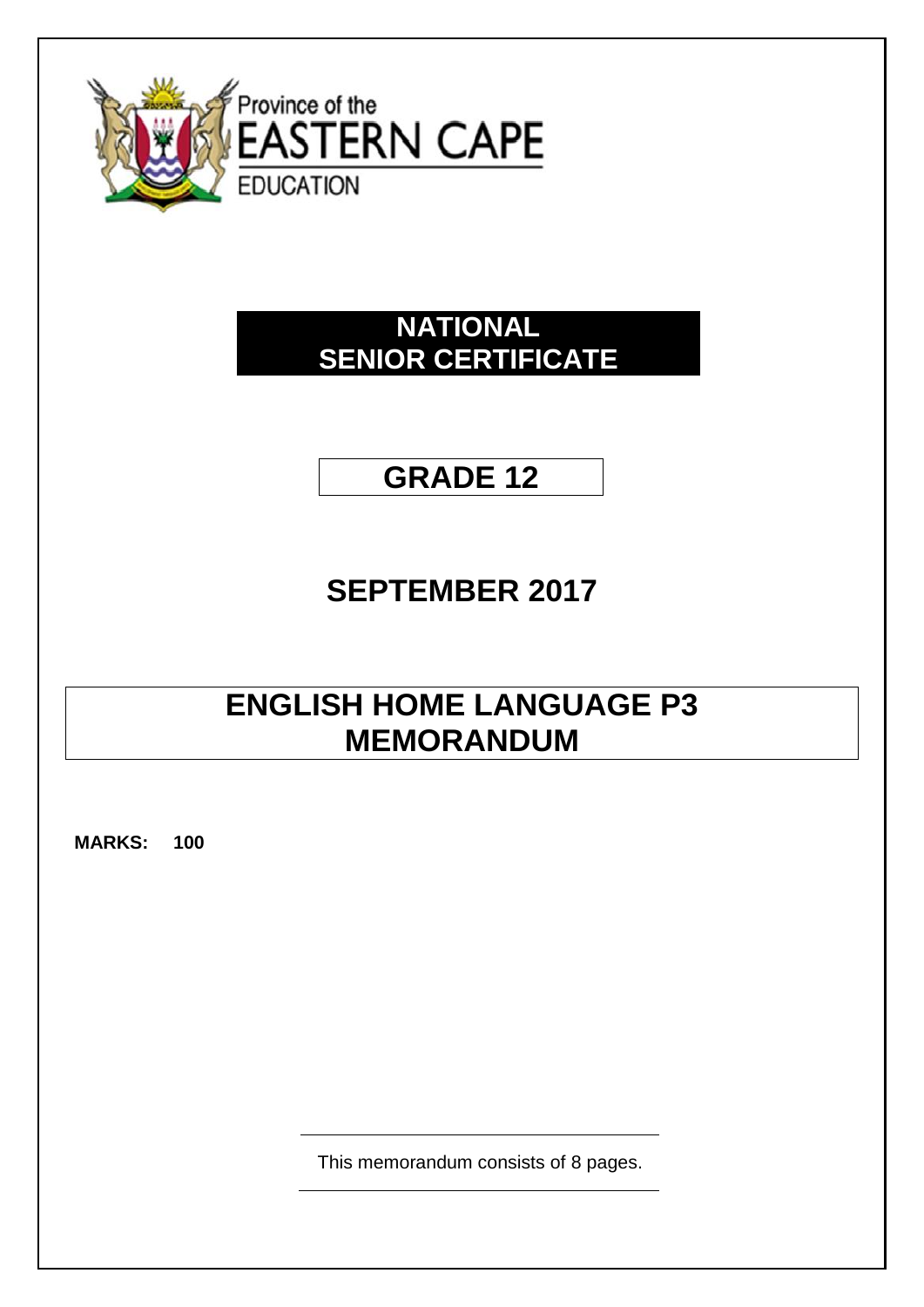Province of the

EASTERN CAPE

EDUCATION

# NATIONAL SENIOR CERTIFICATE

## GRADE 12

## SEPTEMBER 2017

# ENGLISH HOME LANGUAGE P3 MEMORANDUM

**MARKS: 100**

This memorandum consists of 8 pages.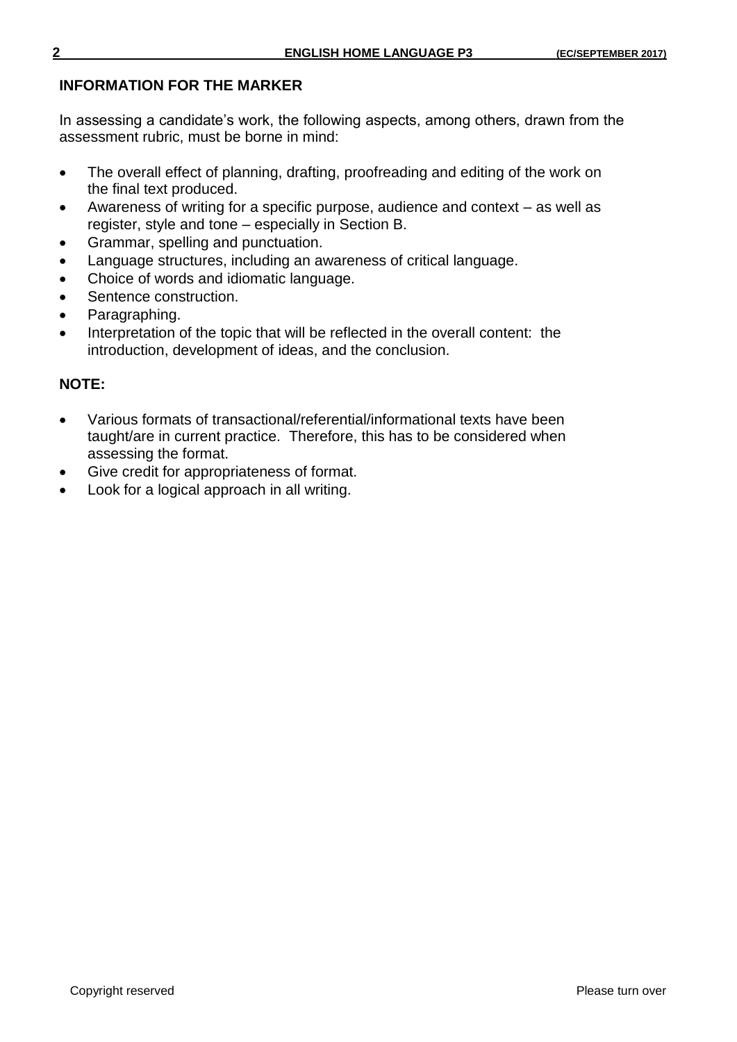## INFORMATION FOR THE MARKER

In assessing a candidate's work, the following aspects, among others, drawn from the assessment rubric, must be borne in mind:

- The overall effect of planning, drafting, proofreading and editing of the work on the final text produced.
- Awareness of writing for a specific purpose, audience and context – as well as register, style and tone – especially in Section B.
- Grammar, spelling and punctuation.
- Language structures, including an awareness of critical language.
- Choice of words and idiomatic language.
- Sentence construction.
- Paragraphing.
- Interpretation of the topic that will be reflected in the overall content: the introduction, development of ideas, and the conclusion.

## NOTE:

- Various formats of transactional/referential/informational texts have been taught/are in current practice. Therefore, this has to be considered when assessing the format.
- Give credit for appropriateness of format.
- Look for a logical approach in all writing.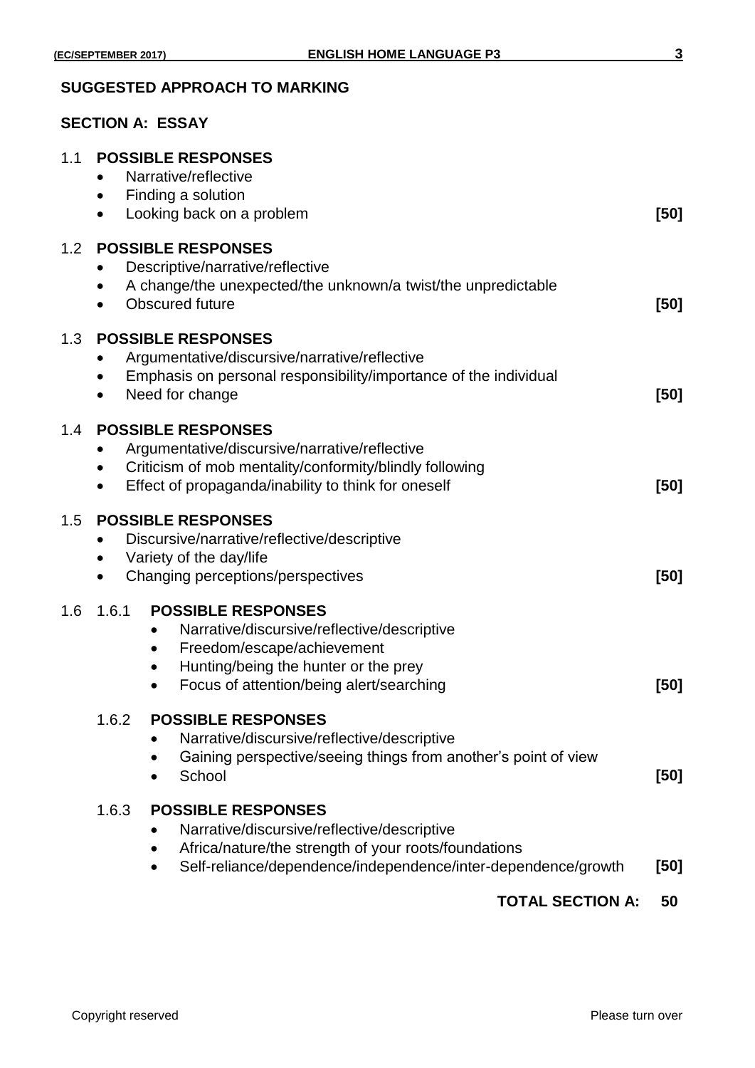## SUGGESTED APPROACH TO MARKING

### SECTION A: ESSAY

1.1 **POSSIBLE RESPONSES**
- Narrative/reflective
- Finding a solution
- Looking back on a problem **[50]**

1.2 **POSSIBLE RESPONSES**
- Descriptive/narrative/reflective
- A change/the unexpected/the unknown/a twist/the unpredictable
- Obscured future **[50]**

1.3 **POSSIBLE RESPONSES**
- Argumentative/discursive/narrative/reflective
- Emphasis on personal responsibility/importance of the individual
- Need for change **[50]**

1.4 **POSSIBLE RESPONSES**
- Argumentative/discursive/narrative/reflective
- Criticism of mob mentality/conformity/blindly following
- Effect of propaganda/inability to think for oneself **[50]**

1.5 **POSSIBLE RESPONSES**
- Discursive/narrative/reflective/descriptive
- Variety of the day/life
- Changing perceptions/perspectives **[50]**

1.6 1.6.1 **POSSIBLE RESPONSES**
- Narrative/discursive/reflective/descriptive
- Freedom/escape/achievement
- Hunting/being the hunter or the prey
- Focus of attention/being alert/searching **[50]**

1.6.2 **POSSIBLE RESPONSES**
- Narrative/discursive/reflective/descriptive
- Gaining perspective/seeing things from another's point of view
- School **[50]**

1.6.3 **POSSIBLE RESPONSES**
- Narrative/discursive/reflective/descriptive
- Africa/nature/the strength of your roots/foundations
- Self-reliance/dependence/independence/inter-dependence/growth **[50]**

**TOTAL SECTION A: 50**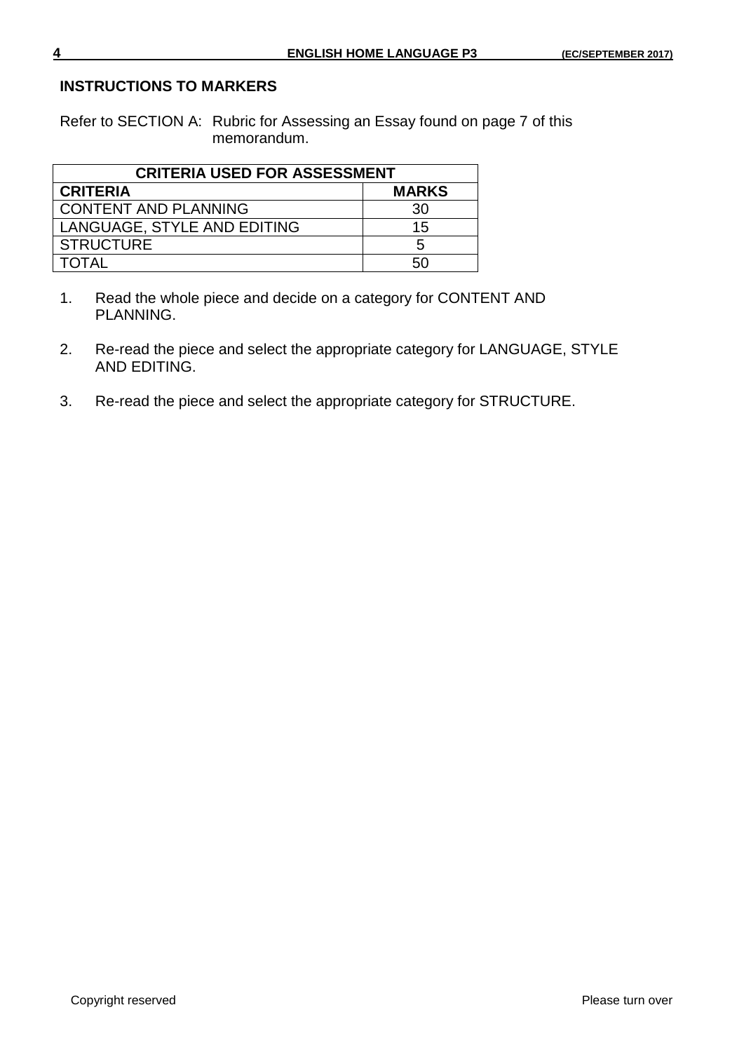## INSTRUCTIONS TO MARKERS

Refer to SECTION A: Rubric for Assessing an Essay found on page 7 of this memorandum.

| CRITERIA USED FOR ASSESSMENT | |
|---|---|
| **CRITERIA** | **MARKS** |
| CONTENT AND PLANNING | 30 |
| LANGUAGE, STYLE AND EDITING | 15 |
| STRUCTURE | 5 |
| TOTAL | 50 |

1. Read the whole piece and decide on a category for CONTENT AND PLANNING.

2. Re-read the piece and select the appropriate category for LANGUAGE, STYLE AND EDITING.

3. Re-read the piece and select the appropriate category for STRUCTURE.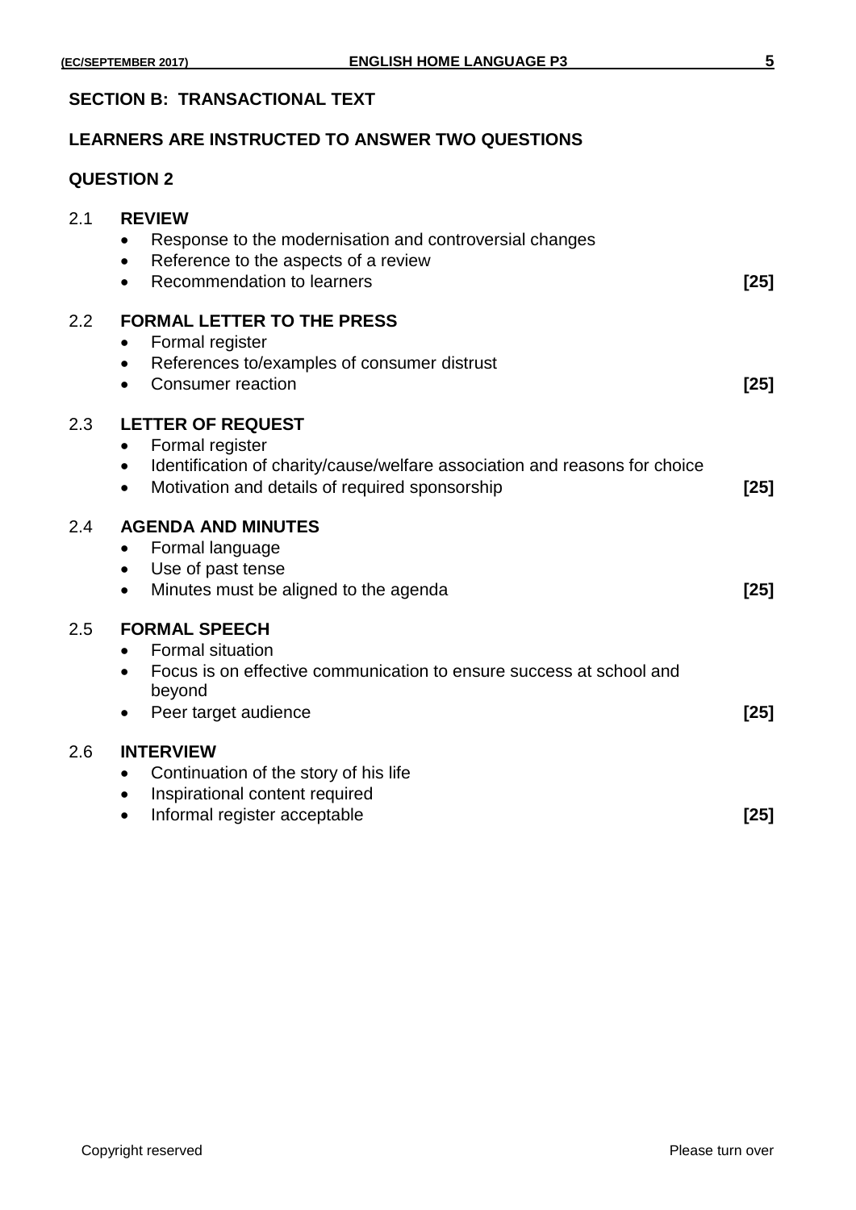## SECTION B: TRANSACTIONAL TEXT

**LEARNERS ARE INSTRUCTED TO ANSWER TWO QUESTIONS**

### QUESTION 2

2.1 **REVIEW**

- Response to the modernisation and controversial changes
- Reference to the aspects of a review
- Recommendation to learners **[25]**

2.2 **FORMAL LETTER TO THE PRESS**

- Formal register
- References to/examples of consumer distrust
- Consumer reaction **[25]**

2.3 **LETTER OF REQUEST**

- Formal register
- Identification of charity/cause/welfare association and reasons for choice
- Motivation and details of required sponsorship **[25]**

2.4 **AGENDA AND MINUTES**

- Formal language
- Use of past tense
- Minutes must be aligned to the agenda **[25]**

2.5 **FORMAL SPEECH**

- Formal situation
- Focus is on effective communication to ensure success at school and beyond
- Peer target audience **[25]**

2.6 **INTERVIEW**

- Continuation of the story of his life
- Inspirational content required
- Informal register acceptable **[25]**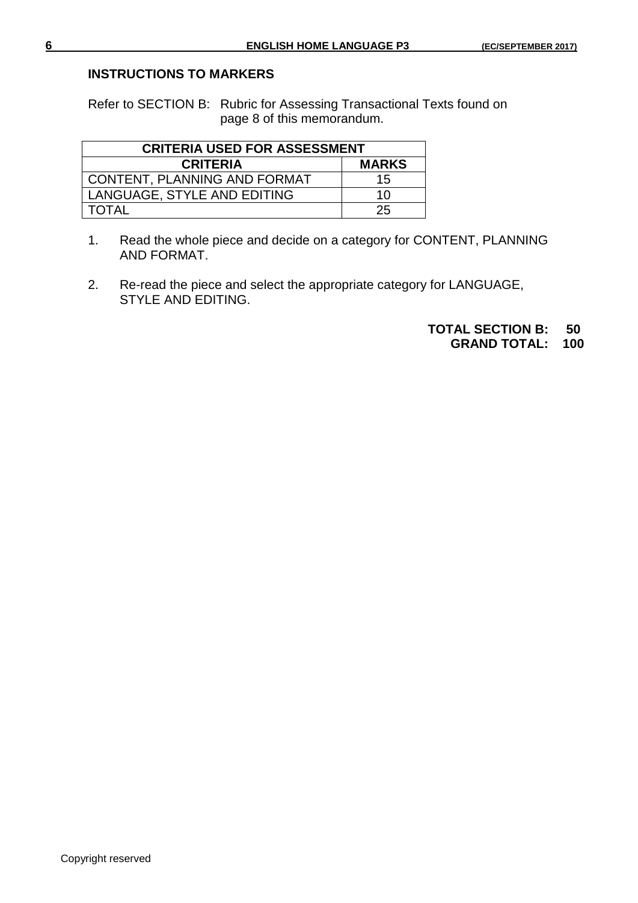### INSTRUCTIONS TO MARKERS

Refer to SECTION B: Rubric for Assessing Transactional Texts found on page 8 of this memorandum.

| CRITERIA USED FOR ASSESSMENT | |
|---|---|
| **CRITERIA** | **MARKS** |
| CONTENT, PLANNING AND FORMAT | 15 |
| LANGUAGE, STYLE AND EDITING | 10 |
| TOTAL | 25 |

1. Read the whole piece and decide on a category for CONTENT, PLANNING AND FORMAT.

2. Re-read the piece and select the appropriate category for LANGUAGE, STYLE AND EDITING.

**TOTAL SECTION B: 50**
**GRAND TOTAL: 100**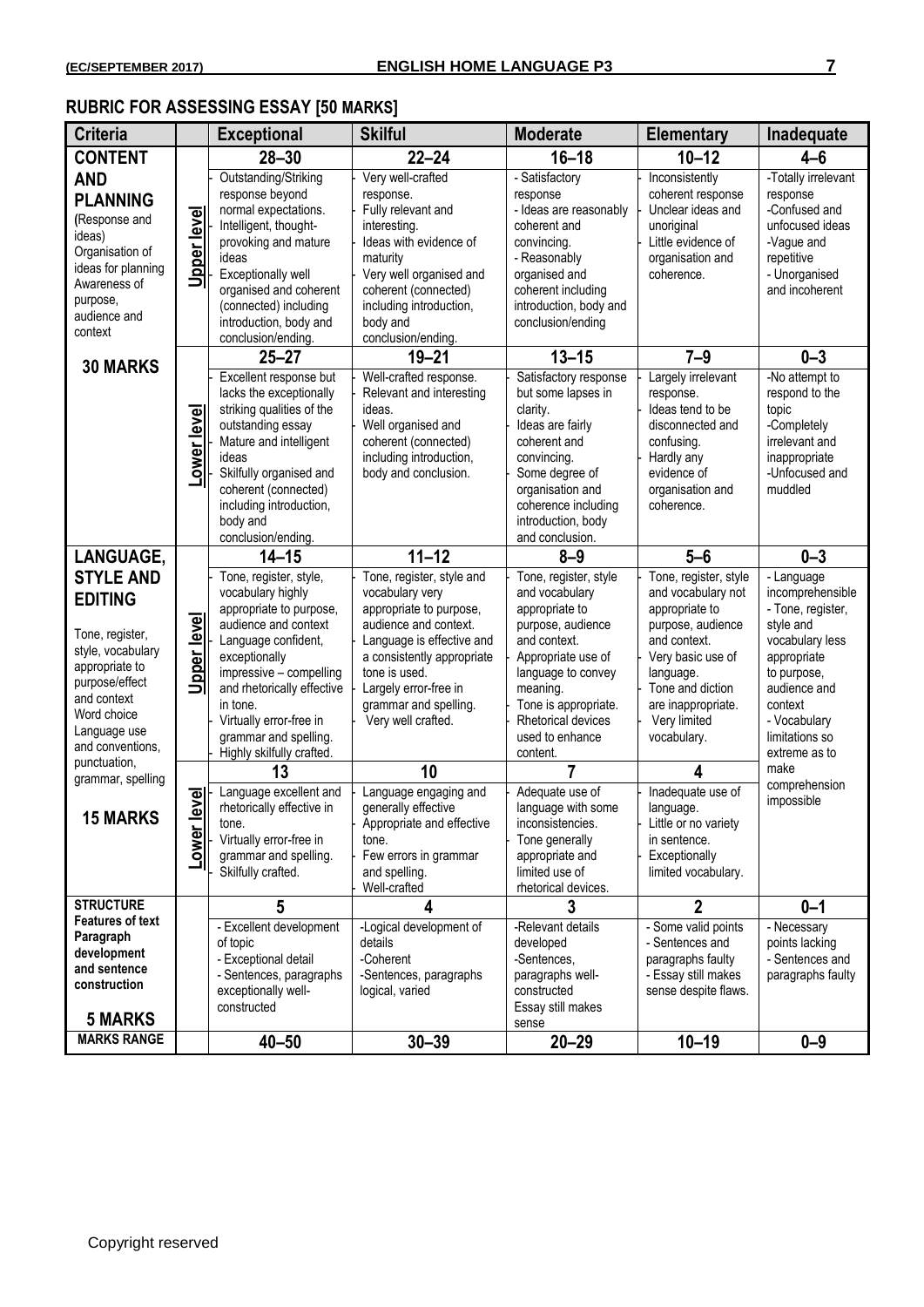## RUBRIC FOR ASSESSING ESSAY [50 MARKS]

| Criteria | | Exceptional | Skilful | Moderate | Elementary | Inadequate |
|---|---|---|---|---|---|---|
| **CONTENT AND PLANNING** (Response and ideas) Organisation of ideas for planning Awareness of purpose, audience and context **30 MARKS** | Upper level | **28–30** | **22–24** | **16–18** | **10–12** | **4–6** |
| | | - Outstanding/Striking response beyond normal expectations. - Intelligent, thought-provoking and mature ideas - Exceptionally well organised and coherent (connected) including introduction, body and conclusion/ending. | - Very well-crafted response. - Fully relevant and interesting. - Ideas with evidence of maturity - Very well organised and coherent (connected) including introduction, body and conclusion/ending. | - Satisfactory response - Ideas are reasonably coherent and convincing. - Reasonably organised and coherent including introduction, body and conclusion/ending | - Inconsistently coherent response - Unclear ideas and unoriginal - Little evidence of organisation and coherence. | -Totally irrelevant response -Confused and unfocused ideas -Vague and repetitive - Unorganised and incoherent |
| | Lower level | **25–27** | **19–21** | **13–15** | **7–9** | **0–3** |
| | | - Excellent response but lacks the exceptionally striking qualities of the outstanding essay - Mature and intelligent ideas - Skilfully organised and coherent (connected) including introduction, body and conclusion/ending. | - Well-crafted response. - Relevant and interesting ideas. - Well organised and coherent (connected) including introduction, body and conclusion. | - Satisfactory response but some lapses in clarity. - Ideas are fairly coherent and convincing. - Some degree of organisation and coherence including introduction, body and conclusion. | - Largely irrelevant response. - Ideas tend to be disconnected and confusing. - Hardly any evidence of organisation and coherence. | -No attempt to respond to the topic -Completely irrelevant and inappropriate -Unfocused and muddled |
| **LANGUAGE, STYLE AND EDITING** Tone, register, style, vocabulary appropriate to purpose/effect and context Word choice Language use and conventions, punctuation, grammar, spelling **15 MARKS** | Upper level | **14–15** | **11–12** | **8–9** | **5–6** | **0–3** |
| | | - Tone, register, style, vocabulary highly appropriate to purpose, audience and context - Language confident, exceptionally impressive – compelling and rhetorically effective in tone. - Virtually error-free in grammar and spelling. - Highly skilfully crafted. | - Tone, register, style and vocabulary very appropriate to purpose, audience and context. - Language is effective and a consistently appropriate tone is used. - Largely error-free in grammar and spelling. - Very well crafted. | - Tone, register, style and vocabulary appropriate to purpose, audience and context. - Appropriate use of language to convey meaning. - Tone is appropriate. - Rhetorical devices used to enhance content. | - Tone, register, style and vocabulary not appropriate to purpose, audience and context. - Very basic use of language. - Tone and diction are inappropriate. - Very limited vocabulary. | - Language incomprehensible - Tone, register, style and vocabulary less appropriate to purpose, audience and context - Vocabulary limitations so extreme as to make comprehension impossible |
| | Lower level | **13** | **10** | **7** | **4** | |
| | | - Language excellent and rhetorically effective in tone. - Virtually error-free in grammar and spelling. - Skilfully crafted. | - Language engaging and generally effective - Appropriate and effective tone. - Few errors in grammar and spelling. - Well-crafted | - Adequate use of language with some inconsistencies. - Tone generally appropriate and limited use of rhetorical devices. | - Inadequate use of language. - Little or no variety in sentence. - Exceptionally limited vocabulary. | |
| **STRUCTURE** Features of text Paragraph development and sentence construction **5 MARKS** | | **5** | **4** | **3** | **2** | **0–1** |
| | | - Excellent development of topic - Exceptional detail - Sentences, paragraphs exceptionally well-constructed | -Logical development of details -Coherent -Sentences, paragraphs logical, varied | -Relevant details developed -Sentences, paragraphs well-constructed Essay still makes sense | - Some valid points - Sentences and paragraphs faulty - Essay still makes sense despite flaws. | - Necessary points lacking - Sentences and paragraphs faulty |
| **MARKS RANGE** | | **40–50** | **30–39** | **20–29** | **10–19** | **0–9** |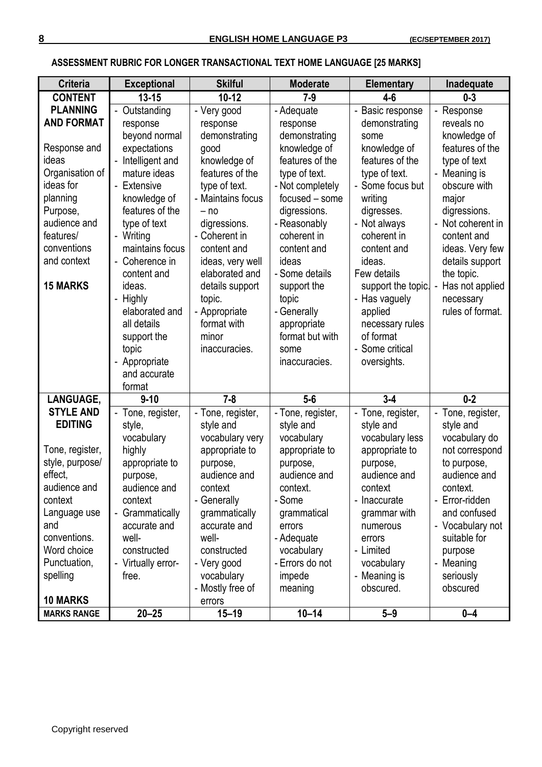**ASSESSMENT RUBRIC FOR LONGER TRANSACTIONAL TEXT HOME LANGUAGE [25 MARKS]**

| Criteria | Exceptional | Skilful | Moderate | Elementary | Inadequate |
|---|---|---|---|---|---|
| **CONTENT** | **13-15** | **10-12** | **7-9** | **4-6** | **0-3** |
| **PLANNING AND FORMAT**<br><br>Response and ideas<br>Organisation of ideas for planning<br>Purpose, audience and features/ conventions and context<br><br>**15 MARKS** | - Outstanding response beyond normal expectations<br>- Intelligent and mature ideas<br>- Extensive knowledge of features of the type of text<br>- Writing maintains focus<br>- Coherence in content and ideas.<br>- Highly elaborated and all details support the topic<br>- Appropriate and accurate format | - Very good response demonstrating good knowledge of features of the type of text.<br>- Maintains focus – no digressions.<br>- Coherent in content and ideas, very well elaborated and details support topic.<br>- Appropriate format with minor inaccuracies. | - Adequate response demonstrating knowledge of features of the type of text.<br>- Not completely focused – some digressions.<br>- Reasonably coherent in content and ideas<br>- Some details support the topic<br>- Generally appropriate format but with some inaccuracies. | - Basic response demonstrating some knowledge of features of the type of text.<br>- Some focus but writing digresses.<br>- Not always coherent in content and ideas.<br>Few details support the topic.<br>- Has vaguely applied necessary rules of format<br>- Some critical oversights. | - Response reveals no knowledge of features of the type of text<br>- Meaning is obscure with major digressions.<br>- Not coherent in content and ideas. Very few details support the topic.<br>- Has not applied necessary rules of format. |
| **LANGUAGE,** | **9-10** | **7-8** | **5-6** | **3-4** | **0-2** |
| **STYLE AND EDITING**<br><br>Tone, register, style, purpose/ effect, audience and context<br>Language use and conventions.<br>Word choice<br>Punctuation, spelling<br><br>**10 MARKS** | - Tone, register, style, vocabulary highly appropriate to purpose, audience and context<br>- Grammatically accurate and well-constructed<br>- Virtually error-free. | - Tone, register, style and vocabulary very appropriate to purpose, audience and context<br>- Generally grammatically accurate and well-constructed<br>- Very good vocabulary<br>- Mostly free of errors | - Tone, register, style and vocabulary appropriate to purpose, audience and context.<br>- Some grammatical errors<br>- Adequate vocabulary<br>- Errors do not impede meaning | - Tone, register, style and vocabulary less appropriate to purpose, audience and context<br>- Inaccurate grammar with numerous errors<br>- Limited vocabulary<br>- Meaning is obscured. | - Tone, register, style and vocabulary do not correspond to purpose, audience and context.<br>- Error-ridden and confused<br>- Vocabulary not suitable for purpose<br>- Meaning seriously obscured |
| **MARKS RANGE** | **20–25** | **15–19** | **10–14** | **5–9** | **0–4** |